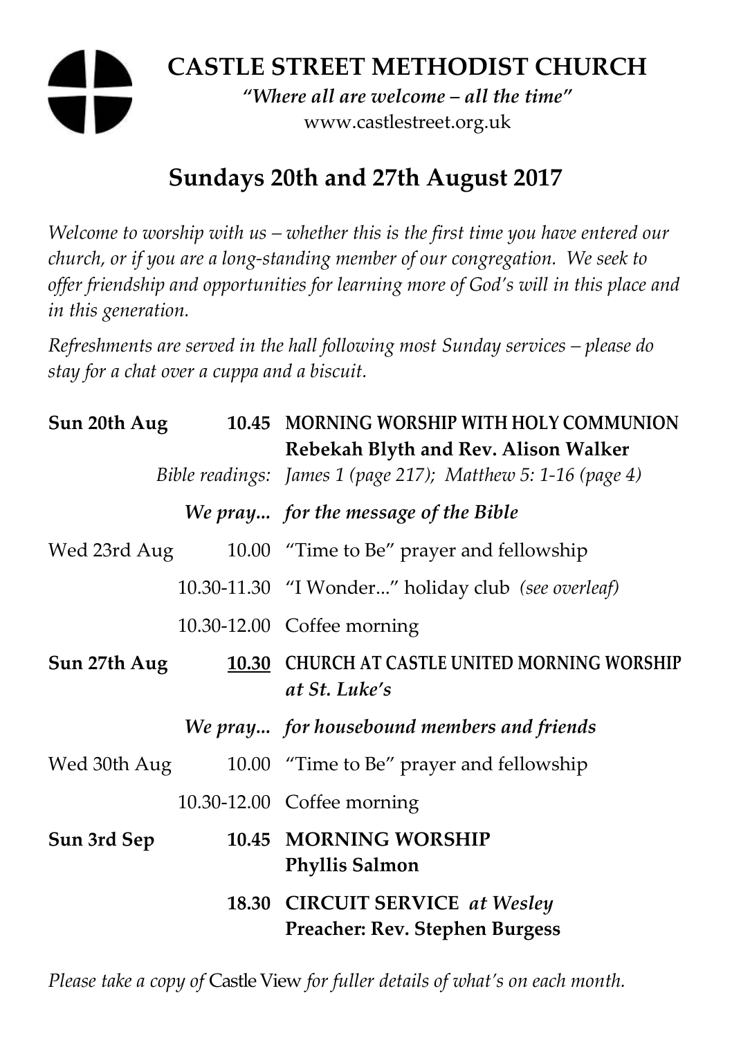# CASTLE STREET METHODIST CHURCH

*"Where all are welcome – all the time"*

www.castlestreet.org.uk

## Sundays 20th and 27th August 2017

*Welcome to worship with us – whether this is the first time you have entered our church, or if you are a long-standing member of our congregation. We seek to offer friendship and opportunities for learning more of God's will in this place and in this generation.*

*Refreshments are served in the hall following most Sunday services – please do stay for a chat over a cuppa and a biscuit.*

| | | |
|---|---|---|
| **Sun 20th Aug** | **10.45** | **MORNING WORSHIP WITH HOLY COMMUNION** **Rebekah Blyth and Rev. Alison Walker** |
| | *Bible readings:* | *James 1 (page 217); Matthew 5: 1-16 (page 4)* |
| | ***We pray...*** | ***for the message of the Bible*** |
| Wed 23rd Aug | 10.00 | "Time to Be" prayer and fellowship |
| | 10.30-11.30 | "I Wonder..." holiday club *(see overleaf)* |
| | 10.30-12.00 | Coffee morning |
| **Sun 27th Aug** | **<u>10.30</u>** | **CHURCH AT CASTLE UNITED MORNING WORSHIP** ***at St. Luke's*** |
| | ***We pray...*** | ***for housebound members and friends*** |
| Wed 30th Aug | 10.00 | "Time to Be" prayer and fellowship |
| | 10.30-12.00 | Coffee morning |
| **Sun 3rd Sep** | **10.45** | **MORNING WORSHIP** **Phyllis Salmon** |
| | **18.30** | **CIRCUIT SERVICE** ***at Wesley*** **Preacher: Rev. Stephen Burgess** |

*Please take a copy of* Castle View *for fuller details of what's on each month.*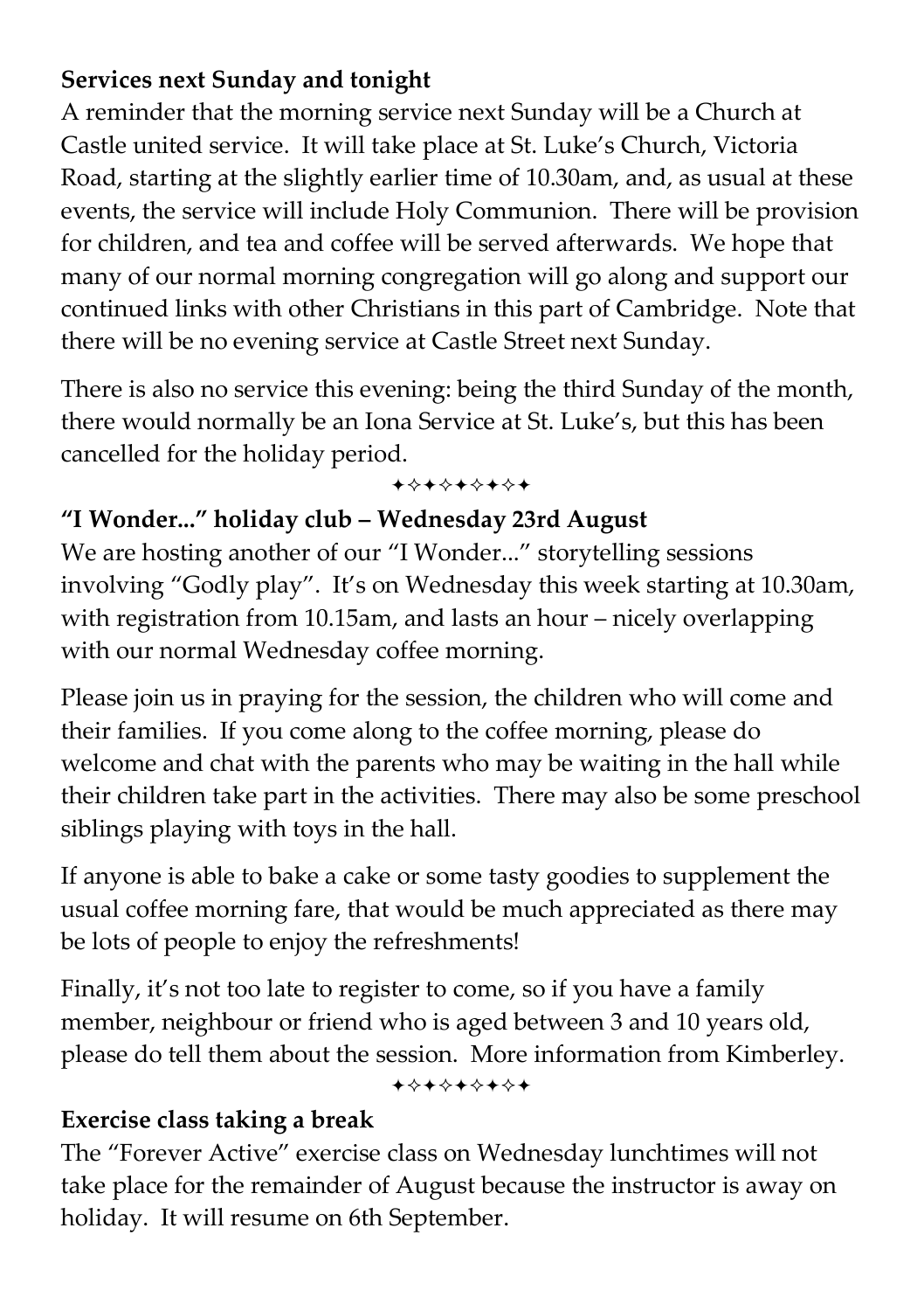**Services next Sunday and tonight**

A reminder that the morning service next Sunday will be a Church at Castle united service. It will take place at St. Luke's Church, Victoria Road, starting at the slightly earlier time of 10.30am, and, as usual at these events, the service will include Holy Communion. There will be provision for children, and tea and coffee will be served afterwards. We hope that many of our normal morning congregation will go along and support our continued links with other Christians in this part of Cambridge. Note that there will be no evening service at Castle Street next Sunday.

There is also no service this evening: being the third Sunday of the month, there would normally be an Iona Service at St. Luke's, but this has been cancelled for the holiday period.

✦✧✦✧✦✧✦✧✦

**"I Wonder..." holiday club – Wednesday 23rd August**

We are hosting another of our "I Wonder..." storytelling sessions involving "Godly play". It's on Wednesday this week starting at 10.30am, with registration from 10.15am, and lasts an hour – nicely overlapping with our normal Wednesday coffee morning.

Please join us in praying for the session, the children who will come and their families. If you come along to the coffee morning, please do welcome and chat with the parents who may be waiting in the hall while their children take part in the activities. There may also be some preschool siblings playing with toys in the hall.

If anyone is able to bake a cake or some tasty goodies to supplement the usual coffee morning fare, that would be much appreciated as there may be lots of people to enjoy the refreshments!

Finally, it's not too late to register to come, so if you have a family member, neighbour or friend who is aged between 3 and 10 years old, please do tell them about the session. More information from Kimberley.

✦✧✦✧✦✧✦✧✦

**Exercise class taking a break**

The "Forever Active" exercise class on Wednesday lunchtimes will not take place for the remainder of August because the instructor is away on holiday. It will resume on 6th September.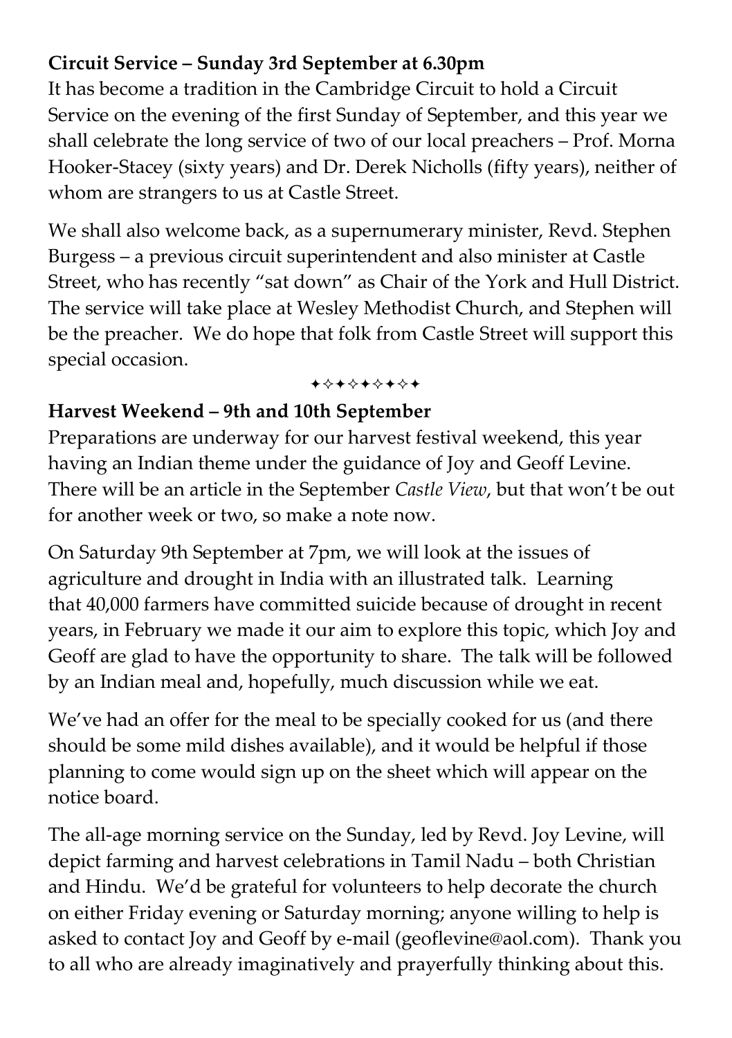**Circuit Service – Sunday 3rd September at 6.30pm**

It has become a tradition in the Cambridge Circuit to hold a Circuit Service on the evening of the first Sunday of September, and this year we shall celebrate the long service of two of our local preachers – Prof. Morna Hooker-Stacey (sixty years) and Dr. Derek Nicholls (fifty years), neither of whom are strangers to us at Castle Street.

We shall also welcome back, as a supernumerary minister, Revd. Stephen Burgess – a previous circuit superintendent and also minister at Castle Street, who has recently "sat down" as Chair of the York and Hull District. The service will take place at Wesley Methodist Church, and Stephen will be the preacher. We do hope that folk from Castle Street will support this special occasion.

✦✧✦✧✦✦✧✦

**Harvest Weekend – 9th and 10th September**

Preparations are underway for our harvest festival weekend, this year having an Indian theme under the guidance of Joy and Geoff Levine. There will be an article in the September *Castle View*, but that won't be out for another week or two, so make a note now.

On Saturday 9th September at 7pm, we will look at the issues of agriculture and drought in India with an illustrated talk. Learning that 40,000 farmers have committed suicide because of drought in recent years, in February we made it our aim to explore this topic, which Joy and Geoff are glad to have the opportunity to share. The talk will be followed by an Indian meal and, hopefully, much discussion while we eat.

We've had an offer for the meal to be specially cooked for us (and there should be some mild dishes available), and it would be helpful if those planning to come would sign up on the sheet which will appear on the notice board.

The all-age morning service on the Sunday, led by Revd. Joy Levine, will depict farming and harvest celebrations in Tamil Nadu – both Christian and Hindu. We'd be grateful for volunteers to help decorate the church on either Friday evening or Saturday morning; anyone willing to help is asked to contact Joy and Geoff by e-mail (geoflevine@aol.com). Thank you to all who are already imaginatively and prayerfully thinking about this.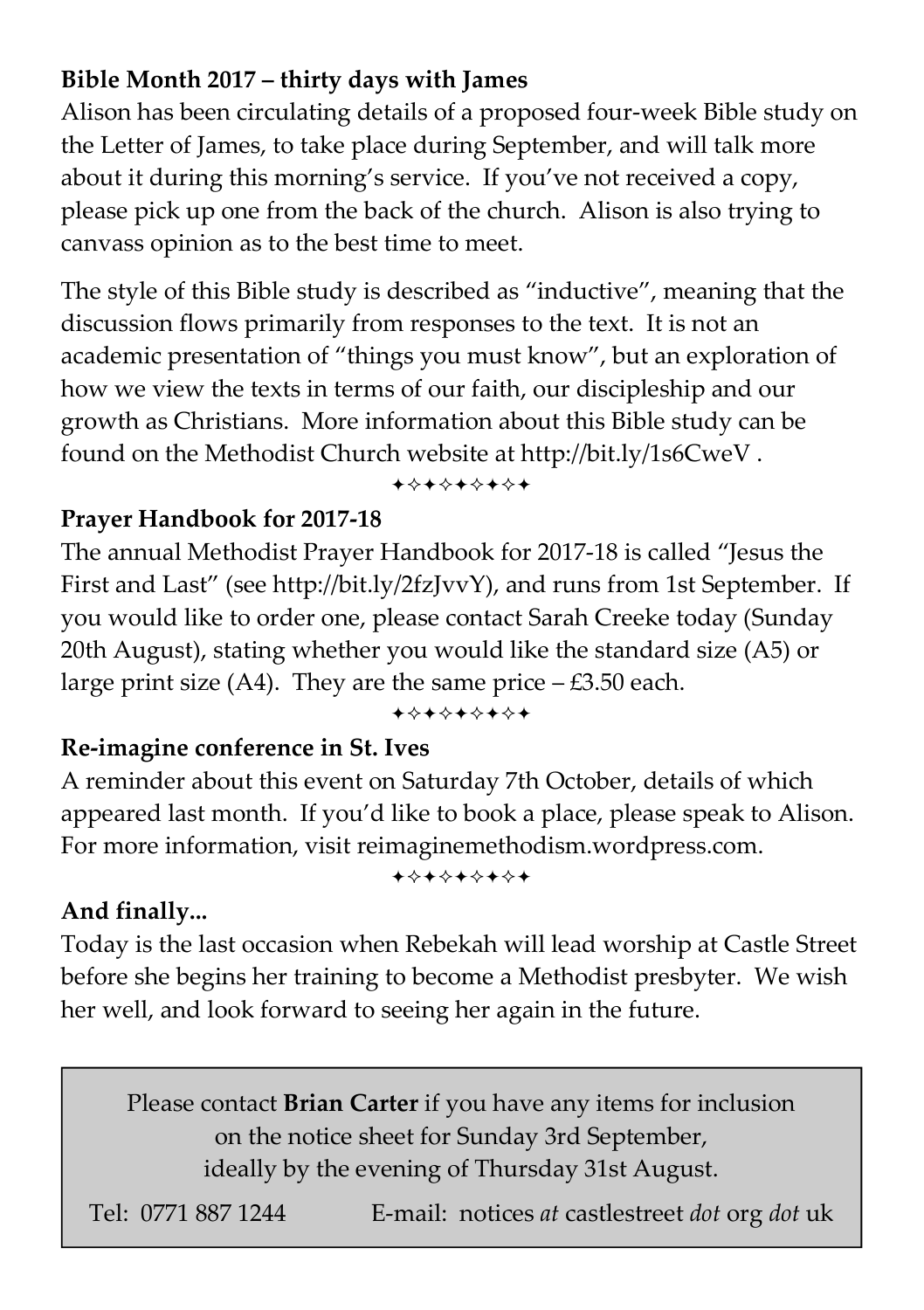**Bible Month 2017 – thirty days with James**

Alison has been circulating details of a proposed four-week Bible study on the Letter of James, to take place during September, and will talk more about it during this morning's service. If you've not received a copy, please pick up one from the back of the church. Alison is also trying to canvass opinion as to the best time to meet.

The style of this Bible study is described as "inductive", meaning that the discussion flows primarily from responses to the text. It is not an academic presentation of "things you must know", but an exploration of how we view the texts in terms of our faith, our discipleship and our growth as Christians. More information about this Bible study can be found on the Methodist Church website at http://bit.ly/1s6CweV .

✦✧✦✧✦✧✦✧✦

**Prayer Handbook for 2017-18**

The annual Methodist Prayer Handbook for 2017-18 is called "Jesus the First and Last" (see http://bit.ly/2fzJvvY), and runs from 1st September. If you would like to order one, please contact Sarah Creeke today (Sunday 20th August), stating whether you would like the standard size (A5) or large print size (A4). They are the same price – £3.50 each.

✦✧✦✧✦✧✦✧✦

**Re-imagine conference in St. Ives**

A reminder about this event on Saturday 7th October, details of which appeared last month. If you'd like to book a place, please speak to Alison. For more information, visit reimaginemethodism.wordpress.com.

✦✧✦✧✦✧✦✧✦

**And finally...**

Today is the last occasion when Rebekah will lead worship at Castle Street before she begins her training to become a Methodist presbyter. We wish her well, and look forward to seeing her again in the future.

Please contact **Brian Carter** if you have any items for inclusion on the notice sheet for Sunday 3rd September, ideally by the evening of Thursday 31st August.

Tel: 0771 887 1244 E-mail: notices *at* castlestreet *dot* org *dot* uk